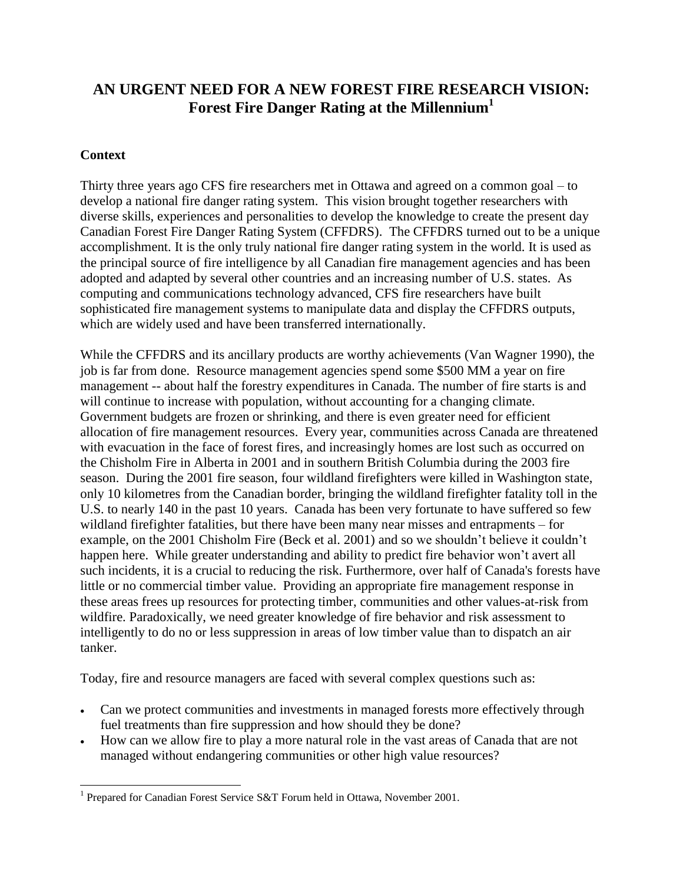# AN URGENT NEED FOR A NEW FOREST FIRE RESEARCH VISION: Forest Fire Danger Rating at the Millennium[1]

## Context

Thirty three years ago CFS fire researchers met in Ottawa and agreed on a common goal – to develop a national fire danger rating system. This vision brought together researchers with diverse skills, experiences and personalities to develop the knowledge to create the present day Canadian Forest Fire Danger Rating System (CFFDRS). The CFFDRS turned out to be a unique accomplishment. It is the only truly national fire danger rating system in the world. It is used as the principal source of fire intelligence by all Canadian fire management agencies and has been adopted and adapted by several other countries and an increasing number of U.S. states. As computing and communications technology advanced, CFS fire researchers have built sophisticated fire management systems to manipulate data and display the CFFDRS outputs, which are widely used and have been transferred internationally.

While the CFFDRS and its ancillary products are worthy achievements (Van Wagner 1990), the job is far from done. Resource management agencies spend some $500 MM a year on fire management -- about half the forestry expenditures in Canada. The number of fire starts is and will continue to increase with population, without accounting for a changing climate. Government budgets are frozen or shrinking, and there is even greater need for efficient allocation of fire management resources. Every year, communities across Canada are threatened with evacuation in the face of forest fires, and increasingly homes are lost such as occurred on the Chisholm Fire in Alberta in 2001 and in southern British Columbia during the 2003 fire season. During the 2001 fire season, four wildland firefighters were killed in Washington state, only 10 kilometres from the Canadian border, bringing the wildland firefighter fatality toll in the U.S. to nearly 140 in the past 10 years. Canada has been very fortunate to have suffered so few wildland firefighter fatalities, but there have been many near misses and entrapments – for example, on the 2001 Chisholm Fire (Beck et al. 2001) and so we shouldn't believe it couldn't happen here. While greater understanding and ability to predict fire behavior won't avert all such incidents, it is a crucial to reducing the risk. Furthermore, over half of Canada's forests have little or no commercial timber value. Providing an appropriate fire management response in these areas frees up resources for protecting timber, communities and other values-at-risk from wildfire. Paradoxically, we need greater knowledge of fire behavior and risk assessment to intelligently to do no or less suppression in areas of low timber value than to dispatch an air tanker.

Today, fire and resource managers are faced with several complex questions such as:

- Can we protect communities and investments in managed forests more effectively through fuel treatments than fire suppression and how should they be done?
- How can we allow fire to play a more natural role in the vast areas of Canada that are not managed without endangering communities or other high value resources?

[1] Prepared for Canadian Forest Service S&T Forum held in Ottawa, November 2001.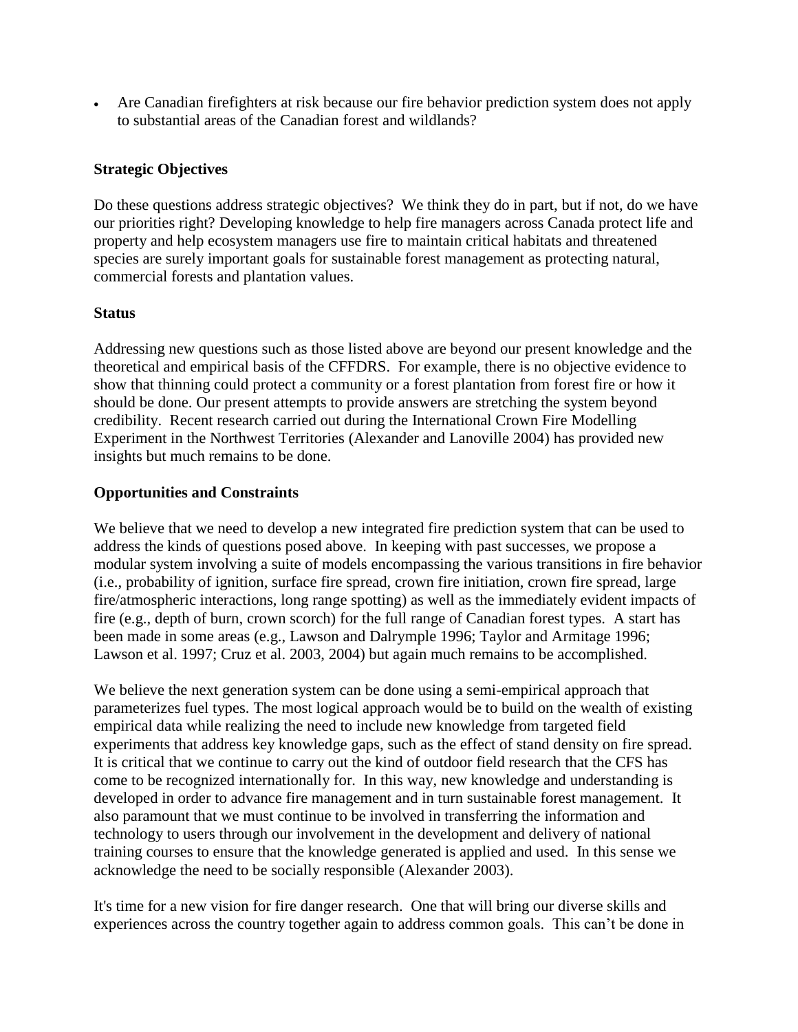- Are Canadian firefighters at risk because our fire behavior prediction system does not apply to substantial areas of the Canadian forest and wildlands?

**Strategic Objectives**

Do these questions address strategic objectives? We think they do in part, but if not, do we have our priorities right? Developing knowledge to help fire managers across Canada protect life and property and help ecosystem managers use fire to maintain critical habitats and threatened species are surely important goals for sustainable forest management as protecting natural, commercial forests and plantation values.

**Status**

Addressing new questions such as those listed above are beyond our present knowledge and the theoretical and empirical basis of the CFFDRS. For example, there is no objective evidence to show that thinning could protect a community or a forest plantation from forest fire or how it should be done. Our present attempts to provide answers are stretching the system beyond credibility. Recent research carried out during the International Crown Fire Modelling Experiment in the Northwest Territories (Alexander and Lanoville 2004) has provided new insights but much remains to be done.

**Opportunities and Constraints**

We believe that we need to develop a new integrated fire prediction system that can be used to address the kinds of questions posed above. In keeping with past successes, we propose a modular system involving a suite of models encompassing the various transitions in fire behavior (i.e., probability of ignition, surface fire spread, crown fire initiation, crown fire spread, large fire/atmospheric interactions, long range spotting) as well as the immediately evident impacts of fire (e.g., depth of burn, crown scorch) for the full range of Canadian forest types. A start has been made in some areas (e.g., Lawson and Dalrymple 1996; Taylor and Armitage 1996; Lawson et al. 1997; Cruz et al. 2003, 2004) but again much remains to be accomplished.

We believe the next generation system can be done using a semi-empirical approach that parameterizes fuel types. The most logical approach would be to build on the wealth of existing empirical data while realizing the need to include new knowledge from targeted field experiments that address key knowledge gaps, such as the effect of stand density on fire spread. It is critical that we continue to carry out the kind of outdoor field research that the CFS has come to be recognized internationally for. In this way, new knowledge and understanding is developed in order to advance fire management and in turn sustainable forest management. It also paramount that we must continue to be involved in transferring the information and technology to users through our involvement in the development and delivery of national training courses to ensure that the knowledge generated is applied and used. In this sense we acknowledge the need to be socially responsible (Alexander 2003).

It's time for a new vision for fire danger research. One that will bring our diverse skills and experiences across the country together again to address common goals. This can't be done in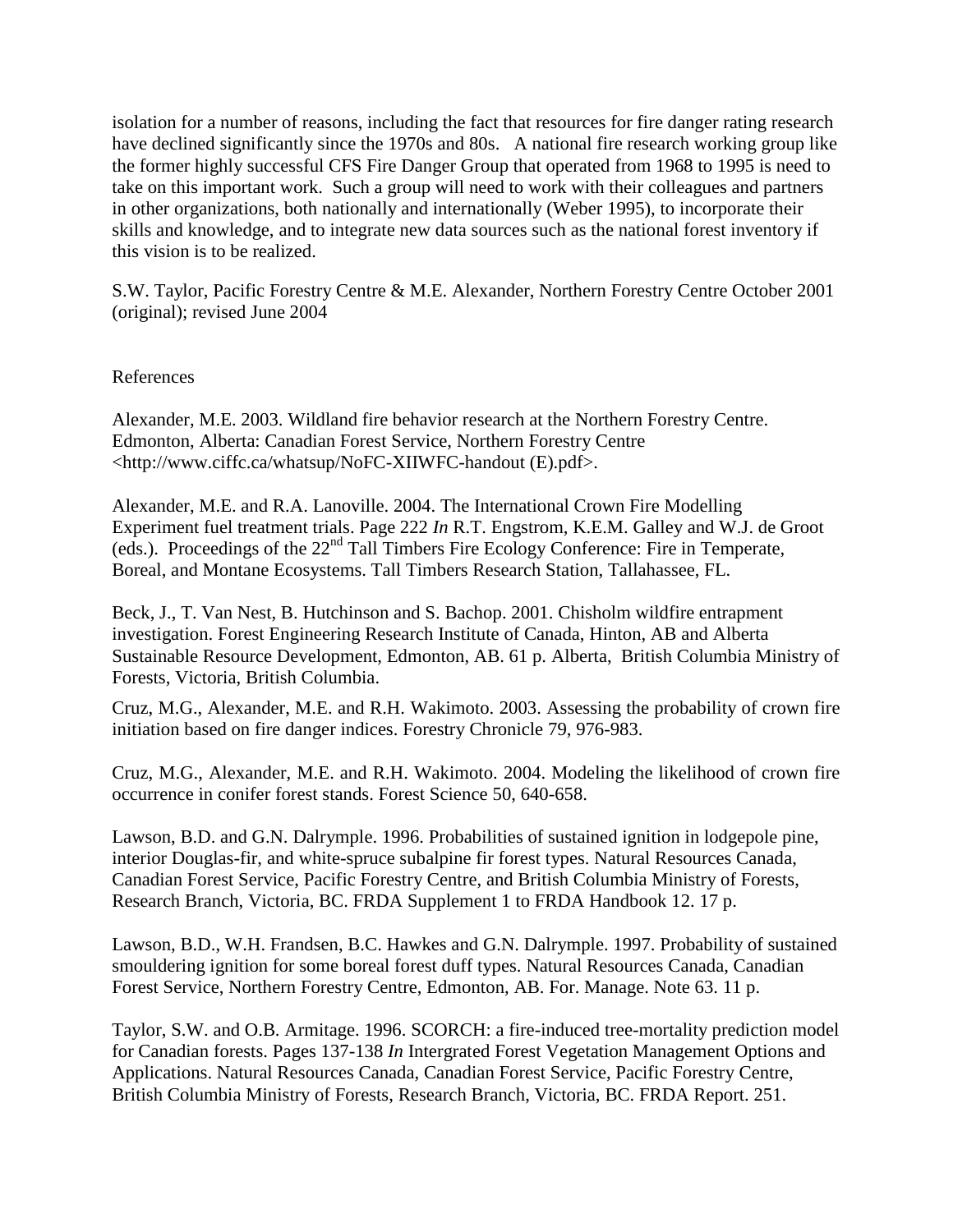isolation for a number of reasons, including the fact that resources for fire danger rating research have declined significantly since the 1970s and 80s. A national fire research working group like the former highly successful CFS Fire Danger Group that operated from 1968 to 1995 is need to take on this important work. Such a group will need to work with their colleagues and partners in other organizations, both nationally and internationally (Weber 1995), to incorporate their skills and knowledge, and to integrate new data sources such as the national forest inventory if this vision is to be realized.

S.W. Taylor, Pacific Forestry Centre & M.E. Alexander, Northern Forestry Centre October 2001 (original); revised June 2004

References

Alexander, M.E. 2003. Wildland fire behavior research at the Northern Forestry Centre. Edmonton, Alberta: Canadian Forest Service, Northern Forestry Centre <http://www.ciffc.ca/whatsup/NoFC-XIIWFC-handout (E).pdf>.

Alexander, M.E. and R.A. Lanoville. 2004. The International Crown Fire Modelling Experiment fuel treatment trials. Page 222 *In* R.T. Engstrom, K.E.M. Galley and W.J. de Groot (eds.). Proceedings of the 22nd Tall Timbers Fire Ecology Conference: Fire in Temperate, Boreal, and Montane Ecosystems. Tall Timbers Research Station, Tallahassee, FL.

Beck, J., T. Van Nest, B. Hutchinson and S. Bachop. 2001. Chisholm wildfire entrapment investigation. Forest Engineering Research Institute of Canada, Hinton, AB and Alberta Sustainable Resource Development, Edmonton, AB. 61 p. Alberta, British Columbia Ministry of Forests, Victoria, British Columbia.

Cruz, M.G., Alexander, M.E. and R.H. Wakimoto. 2003. Assessing the probability of crown fire initiation based on fire danger indices. Forestry Chronicle 79, 976-983.

Cruz, M.G., Alexander, M.E. and R.H. Wakimoto. 2004. Modeling the likelihood of crown fire occurrence in conifer forest stands. Forest Science 50, 640-658.

Lawson, B.D. and G.N. Dalrymple. 1996. Probabilities of sustained ignition in lodgepole pine, interior Douglas-fir, and white-spruce subalpine fir forest types. Natural Resources Canada, Canadian Forest Service, Pacific Forestry Centre, and British Columbia Ministry of Forests, Research Branch, Victoria, BC. FRDA Supplement 1 to FRDA Handbook 12. 17 p.

Lawson, B.D., W.H. Frandsen, B.C. Hawkes and G.N. Dalrymple. 1997. Probability of sustained smouldering ignition for some boreal forest duff types. Natural Resources Canada, Canadian Forest Service, Northern Forestry Centre, Edmonton, AB. For. Manage. Note 63. 11 p.

Taylor, S.W. and O.B. Armitage. 1996. SCORCH: a fire-induced tree-mortality prediction model for Canadian forests. Pages 137-138 *In* Intergrated Forest Vegetation Management Options and Applications. Natural Resources Canada, Canadian Forest Service, Pacific Forestry Centre, British Columbia Ministry of Forests, Research Branch, Victoria, BC. FRDA Report. 251.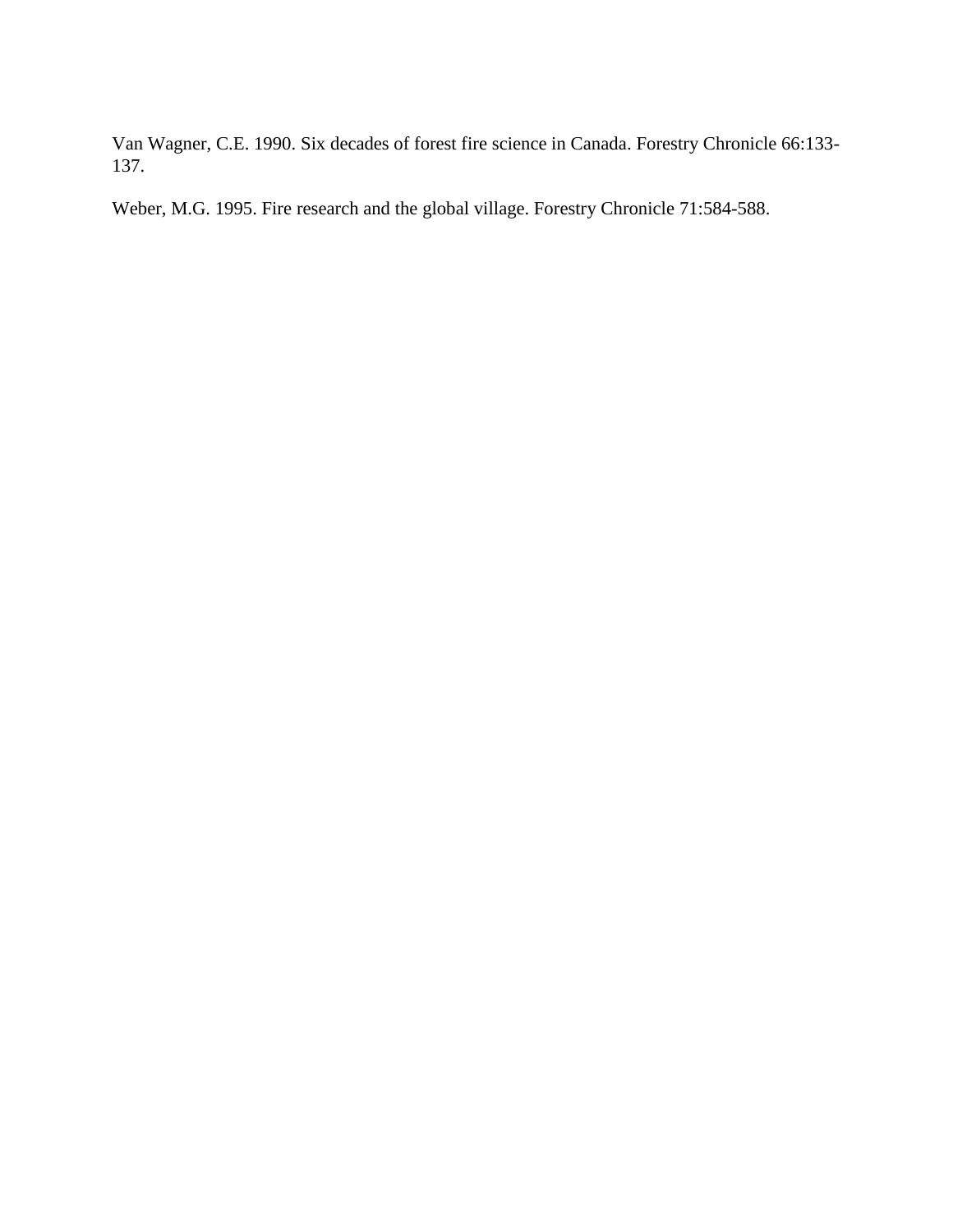Van Wagner, C.E. 1990. Six decades of forest fire science in Canada. Forestry Chronicle 66:133-137.

Weber, M.G. 1995. Fire research and the global village. Forestry Chronicle 71:584-588.